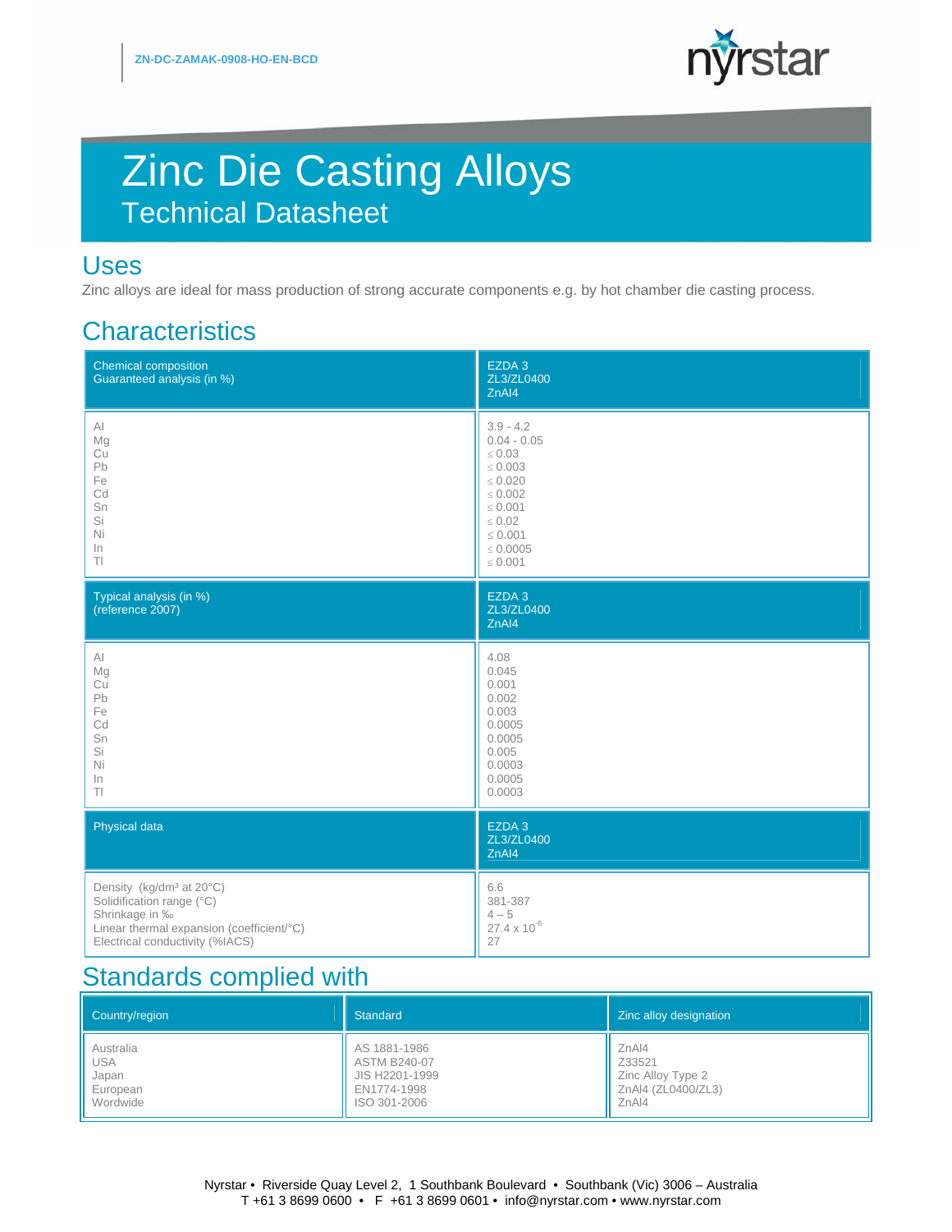ZN-DC-ZAMAK-0908-HO-EN-BCD

# Zinc Die Casting Alloys

## Technical Datasheet

## Uses

Zinc alloys are ideal for mass production of strong accurate components e.g. by hot chamber die casting process.

## Characteristics

| Chemical composition<br>Guaranteed analysis (in %) | EZDA 3<br>ZL3/ZL0400<br>ZnAl4 |
|---|---|
| Al | 3.9 - 4.2 |
| Mg | 0.04 - 0.05 |
| Cu | ≤ 0.03 |
| Pb | ≤ 0.003 |
| Fe | ≤ 0.020 |
| Cd | ≤ 0.002 |
| Sn | ≤ 0.001 |
| Si | ≤ 0.02 |
| Ni | ≤ 0.001 |
| In | ≤ 0.0005 |
| Tl | ≤ 0.001 |

| Typical analysis (in %)<br>(reference 2007) | EZDA 3<br>ZL3/ZL0400<br>ZnAl4 |
|---|---|
| Al | 4.08 |
| Mg | 0.045 |
| Cu | 0.001 |
| Pb | 0.002 |
| Fe | 0.003 |
| Cd | 0.0005 |
| Sn | 0.0005 |
| Si | 0.005 |
| Ni | 0.0003 |
| In | 0.0005 |
| Tl | 0.0003 |

| Physical data | EZDA 3<br>ZL3/ZL0400<br>ZnAl4 |
|---|---|
| Density (kg/dm³ at 20°C) | 6.6 |
| Solidification range (°C) | 381-387 |
| Shrinkage in ‰ | 4 – 5 |
| Linear thermal expansion (coefficient/°C) | $27.4 \times 10^{-6}$ |
| Electrical conductivity (%IACS) | 27 |

## Standards complied with

| Country/region | Standard | Zinc alloy designation |
|---|---|---|
| Australia | AS 1881-1986 | ZnAl4 |
| USA | ASTM B240-07 | Z33521 |
| Japan | JIS H2201-1999 | Zinc Alloy Type 2 |
| European | EN1774-1998 | ZnAl4 (ZL0400/ZL3) |
| Wordwide | ISO 301-2006 | ZnAl4 |

Nyrstar • Riverside Quay Level 2, 1 Southbank Boulevard • Southbank (Vic) 3006 – Australia
T +61 3 8699 0600 • F +61 3 8699 0601 • info@nyrstar.com • www.nyrstar.com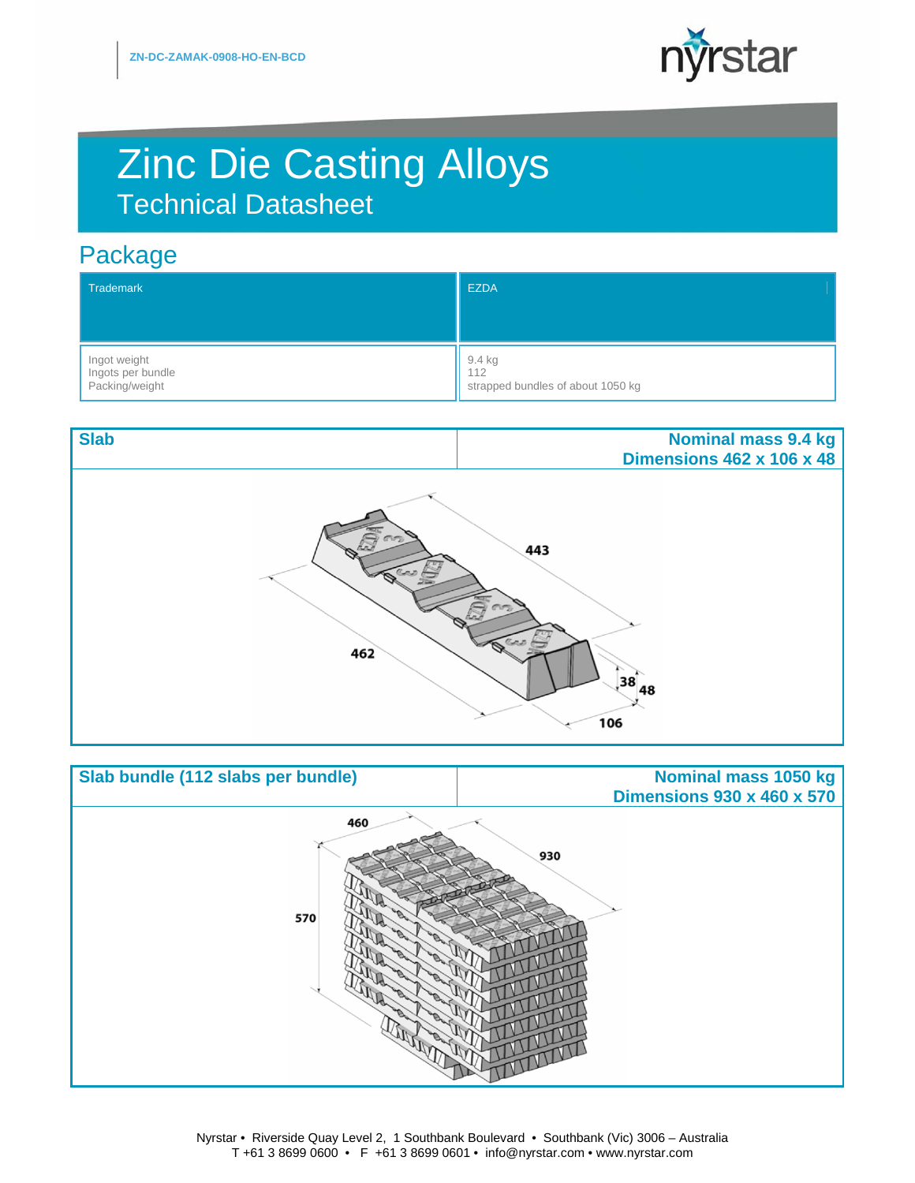# Zinc Die Casting Alloys
## Technical Datasheet

## Package

| Trademark | EZDA |
|---|---|
| Ingot weight<br>Ingots per bundle<br>Packing/weight | 9.4 kg<br>112<br>strapped bundles of about 1050 kg |

| Slab | Nominal mass 9.4 kg<br>Dimensions 462 x 106 x 48 |
|---|---|

443

462

38

48

106

| Slab bundle (112 slabs per bundle) | Nominal mass 1050 kg<br>Dimensions 930 x 460 x 570 |
|---|---|

460

930

570

Nyrstar • Riverside Quay Level 2, 1 Southbank Boulevard • Southbank (Vic) 3006 – Australia
T +61 3 8699 0600 • F +61 3 8699 0601 • info@nyrstar.com • www.nyrstar.com